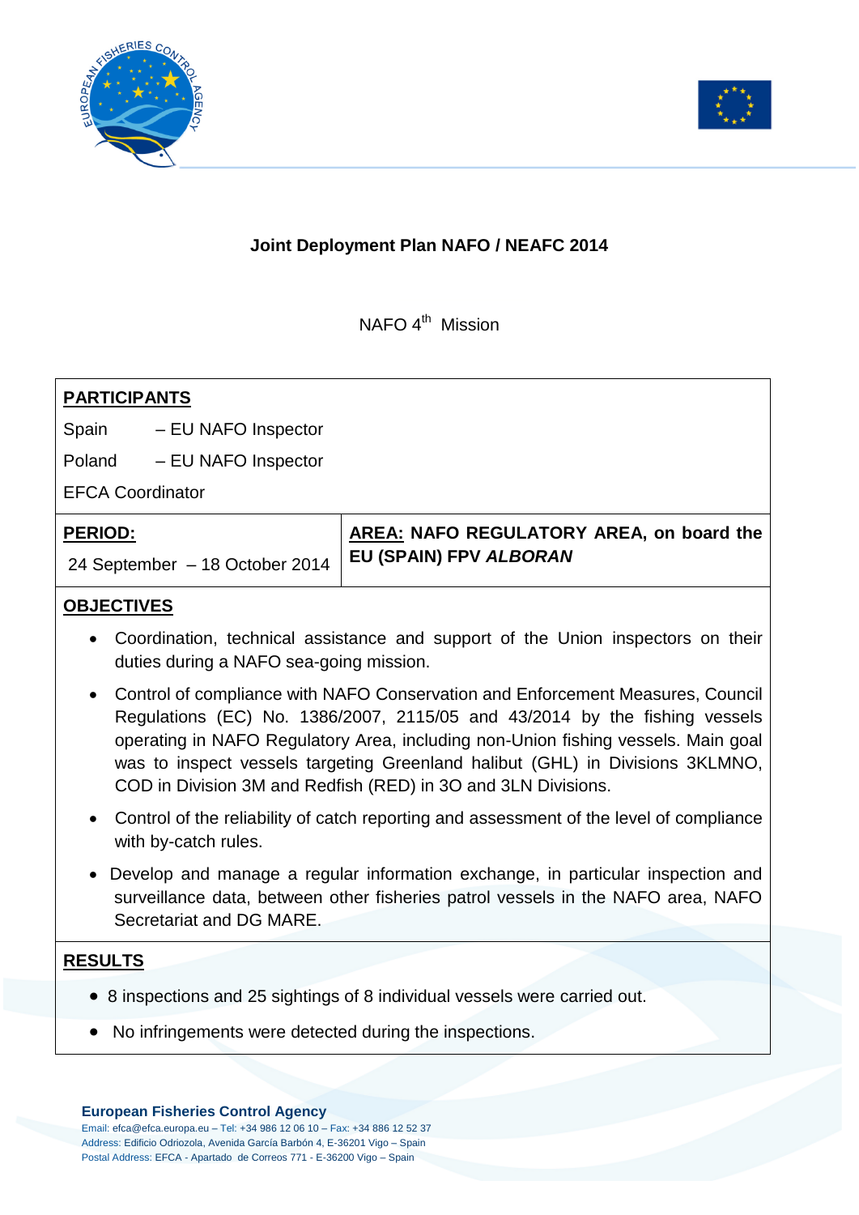# Joint Deployment Plan NAFO / NEAFC 2014

NAFO 4th Mission

**PARTICIPANTS**

Spain – EU NAFO Inspector

Poland – EU NAFO Inspector

EFCA Coordinator

| **PERIOD:** | **AREA: NAFO REGULATORY AREA, on board the EU (SPAIN) FPV *ALBORAN*** |
|---|---|
| 24 September – 18 October 2014 | |

**OBJECTIVES**

- Coordination, technical assistance and support of the Union inspectors on their duties during a NAFO sea-going mission.
- Control of compliance with NAFO Conservation and Enforcement Measures, Council Regulations (EC) No. 1386/2007, 2115/05 and 43/2014 by the fishing vessels operating in NAFO Regulatory Area, including non-Union fishing vessels. Main goal was to inspect vessels targeting Greenland halibut (GHL) in Divisions 3KLMNO, COD in Division 3M and Redfish (RED) in 3O and 3LN Divisions.
- Control of the reliability of catch reporting and assessment of the level of compliance with by-catch rules.
- Develop and manage a regular information exchange, in particular inspection and surveillance data, between other fisheries patrol vessels in the NAFO area, NAFO Secretariat and DG MARE.

**RESULTS**

- 8 inspections and 25 sightings of 8 individual vessels were carried out.
- No infringements were detected during the inspections.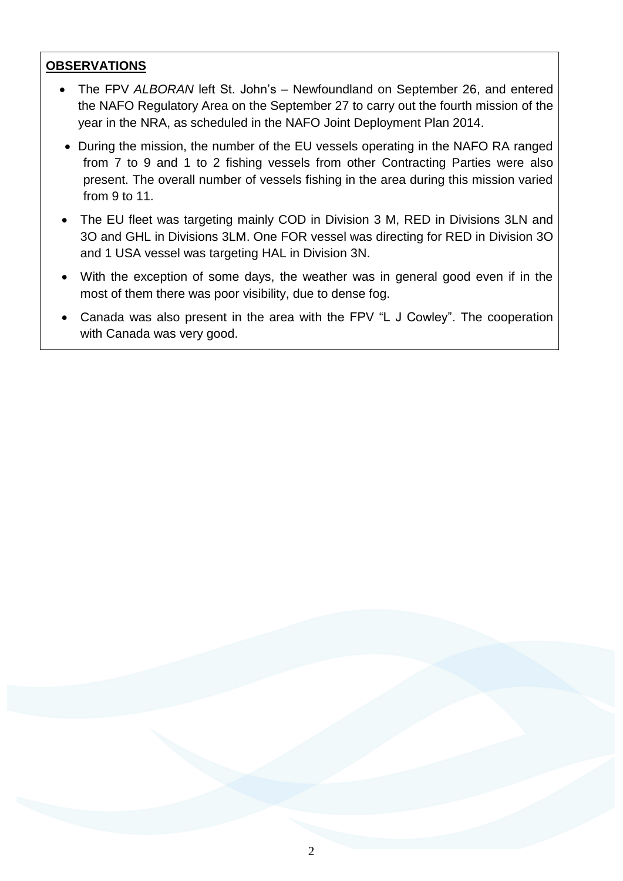**OBSERVATIONS**

- The FPV *ALBORAN* left St. John's – Newfoundland on September 26, and entered the NAFO Regulatory Area on the September 27 to carry out the fourth mission of the year in the NRA, as scheduled in the NAFO Joint Deployment Plan 2014.
- During the mission, the number of the EU vessels operating in the NAFO RA ranged from 7 to 9 and 1 to 2 fishing vessels from other Contracting Parties were also present. The overall number of vessels fishing in the area during this mission varied from 9 to 11.
- The EU fleet was targeting mainly COD in Division 3 M, RED in Divisions 3LN and 3O and GHL in Divisions 3LM. One FOR vessel was directing for RED in Division 3O and 1 USA vessel was targeting HAL in Division 3N.
- With the exception of some days, the weather was in general good even if in the most of them there was poor visibility, due to dense fog.
- Canada was also present in the area with the FPV "L J Cowley". The cooperation with Canada was very good.